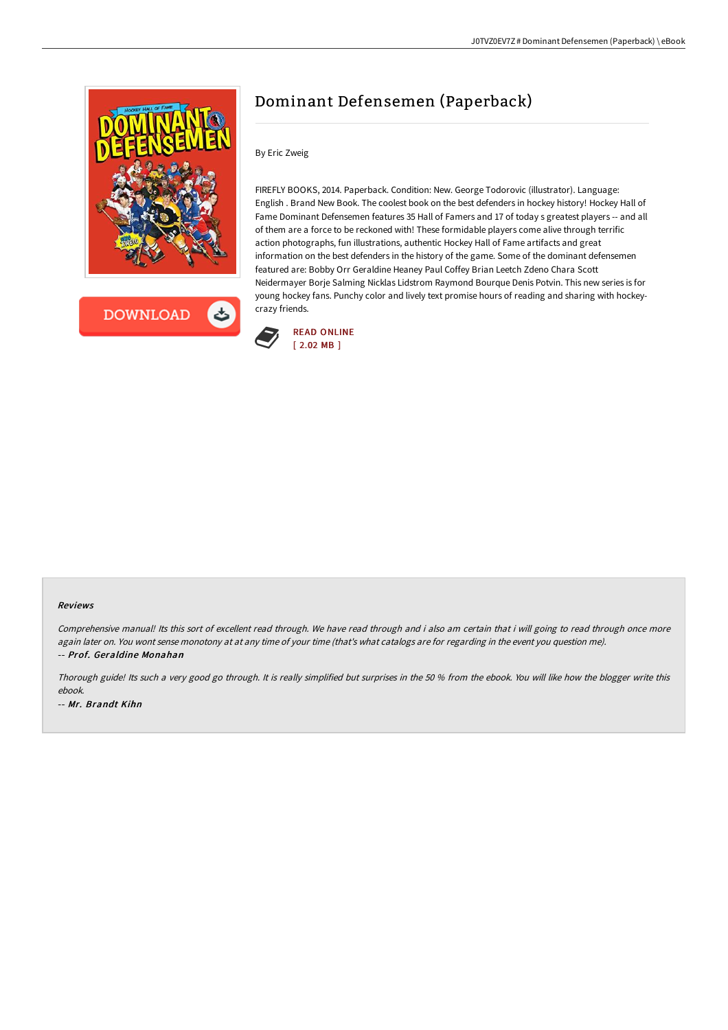# Dominant Defensemen (Paperback)

By Eric Zweig

FIREFLY BOOKS, 2014. Paperback. Condition: New. George Todorovic (illustrator). Language: English . Brand New Book. The coolest book on the best defenders in hockey history! Hockey Hall of Fame Dominant Defensemen features 35 Hall of Famers and 17 of today s greatest players -- and all of them are a force to be reckoned with! These formidable players come alive through terrific action photographs, fun illustrations, authentic Hockey Hall of Fame artifacts and great information on the best defenders in the history of the game. Some of the dominant defensemen featured are: Bobby Orr Geraldine Heaney Paul Coffey Brian Leetch Zdeno Chara Scott Neidermayer Borje Salming Nicklas Lidstrom Raymond Bourque Denis Potvin. This new series is for young hockey fans. Punchy color and lively text promise hours of reading and sharing with hockey-crazy friends.

READ ONLINE
[ 2.02 MB ]

### Reviews

*Comprehensive manual! Its this sort of excellent read through. We have read through and i also am certain that i will going to read through once more again later on. You wont sense monotony at at any time of your time (that's what catalogs are for regarding in the event you question me).*

*-- **Prof. Geraldine Monahan***

*Thorough guide! Its such a very good go through. It is really simplified but surprises in the 50 % from the ebook. You will like how the blogger write this ebook.*

*-- **Mr. Brandt Kihn***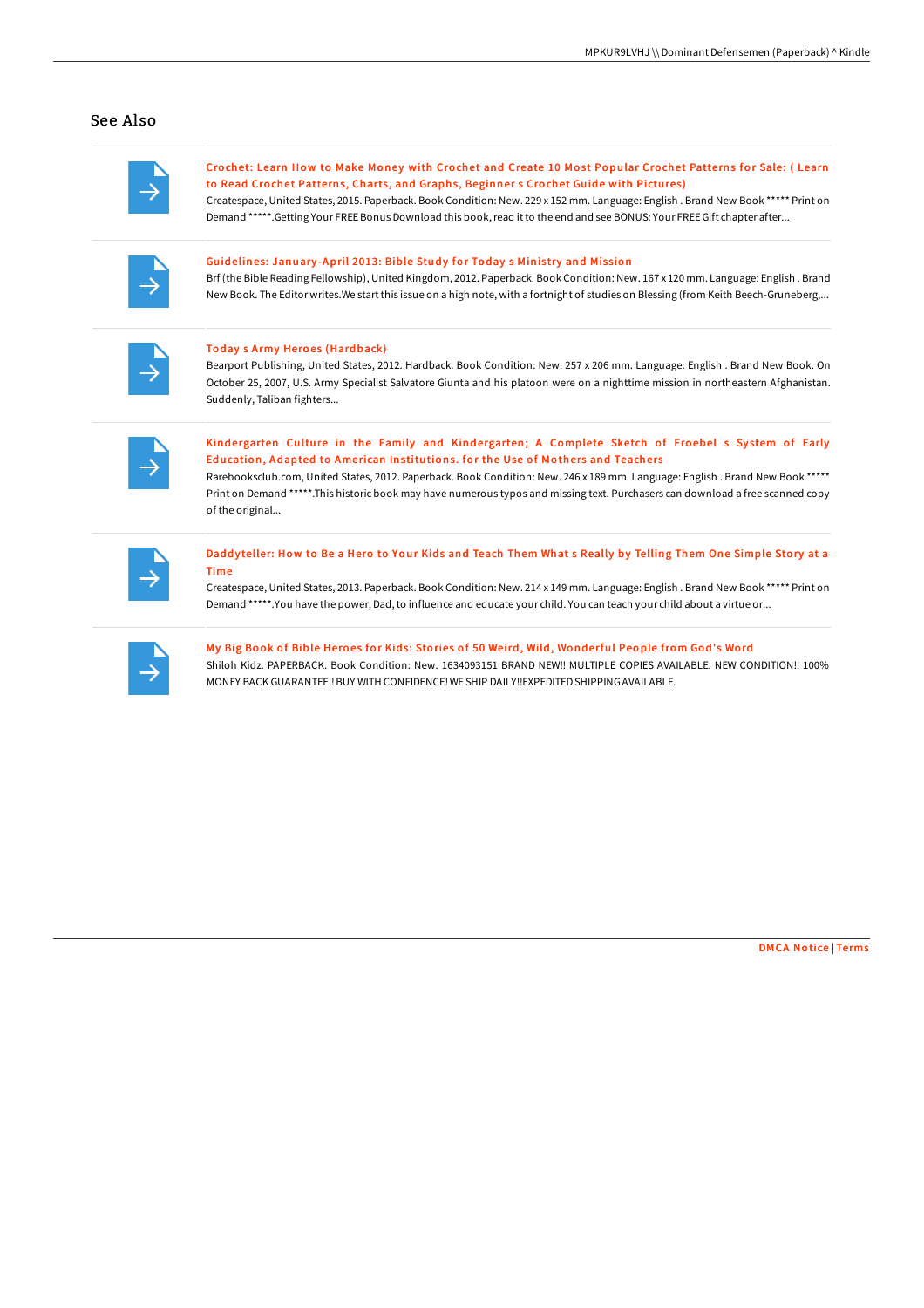## See Also

**Crochet: Learn How to Make Money with Crochet and Create 10 Most Popular Crochet Patterns for Sale: ( Learn to Read Crochet Patterns, Charts, and Graphs, Beginner s Crochet Guide with Pictures)**

Createspace, United States, 2015. Paperback. Book Condition: New. 229 x 152 mm. Language: English . Brand New Book ***** Print on Demand *****.Getting Your FREE Bonus Download this book, read it to the end and see BONUS: Your FREE Gift chapter after...

**Guidelines: January-April 2013: Bible Study for Today s Ministry and Mission**

Brf (the Bible Reading Fellowship), United Kingdom, 2012. Paperback. Book Condition: New. 167 x 120 mm. Language: English . Brand New Book. The Editor writes.We start this issue on a high note, with a fortnight of studies on Blessing (from Keith Beech-Gruneberg,...

**Today s Army Heroes (Hardback)**

Bearport Publishing, United States, 2012. Hardback. Book Condition: New. 257 x 206 mm. Language: English . Brand New Book. On October 25, 2007, U.S. Army Specialist Salvatore Giunta and his platoon were on a nighttime mission in northeastern Afghanistan. Suddenly, Taliban fighters...

**Kindergarten Culture in the Family and Kindergarten; A Complete Sketch of Froebel s System of Early Education, Adapted to American Institutions. for the Use of Mothers and Teachers**

Rarebooksclub.com, United States, 2012. Paperback. Book Condition: New. 246 x 189 mm. Language: English . Brand New Book ***** Print on Demand *****.This historic book may have numerous typos and missing text. Purchasers can download a free scanned copy of the original...

**Daddyteller: How to Be a Hero to Your Kids and Teach Them What s Really by Telling Them One Simple Story at a Time**

Createspace, United States, 2013. Paperback. Book Condition: New. 214 x 149 mm. Language: English . Brand New Book ***** Print on Demand *****.You have the power, Dad, to influence and educate your child. You can teach your child about a virtue or...

**My Big Book of Bible Heroes for Kids: Stories of 50 Weird, Wild, Wonderful People from God's Word**

Shiloh Kidz. PAPERBACK. Book Condition: New. 1634093151 BRAND NEW!! MULTIPLE COPIES AVAILABLE. NEW CONDITION!! 100% MONEY BACK GUARANTEE!! BUY WITH CONFIDENCE! WE SHIP DAILY!!EXPEDITED SHIPPING AVAILABLE.